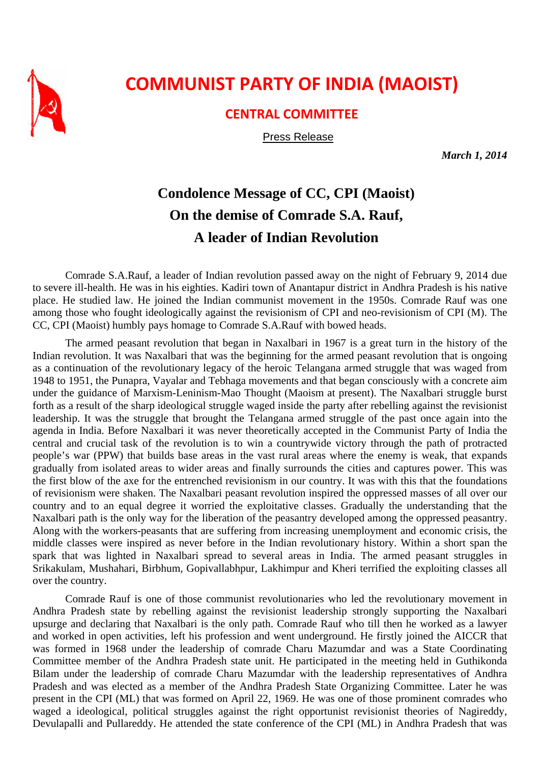# COMMUNIST PARTY OF INDIA (MAOIST)

## CENTRAL COMMITTEE

Press Release

***March 1, 2014***

## Condolence Message of CC, CPI (Maoist) On the demise of Comrade S.A. Rauf, A leader of Indian Revolution

Comrade S.A.Rauf, a leader of Indian revolution passed away on the night of February 9, 2014 due to severe ill-health. He was in his eighties. Kadiri town of Anantapur district in Andhra Pradesh is his native place. He studied law. He joined the Indian communist movement in the 1950s. Comrade Rauf was one among those who fought ideologically against the revisionism of CPI and neo-revisionism of CPI (M). The CC, CPI (Maoist) humbly pays homage to Comrade S.A.Rauf with bowed heads.

The armed peasant revolution that began in Naxalbari in 1967 is a great turn in the history of the Indian revolution. It was Naxalbari that was the beginning for the armed peasant revolution that is ongoing as a continuation of the revolutionary legacy of the heroic Telangana armed struggle that was waged from 1948 to 1951, the Punapra, Vayalar and Tebhaga movements and that began consciously with a concrete aim under the guidance of Marxism-Leninism-Mao Thought (Maoism at present). The Naxalbari struggle burst forth as a result of the sharp ideological struggle waged inside the party after rebelling against the revisionist leadership. It was the struggle that brought the Telangana armed struggle of the past once again into the agenda in India. Before Naxalbari it was never theoretically accepted in the Communist Party of India the central and crucial task of the revolution is to win a countrywide victory through the path of protracted people's war (PPW) that builds base areas in the vast rural areas where the enemy is weak, that expands gradually from isolated areas to wider areas and finally surrounds the cities and captures power. This was the first blow of the axe for the entrenched revisionism in our country. It was with this that the foundations of revisionism were shaken. The Naxalbari peasant revolution inspired the oppressed masses of all over our country and to an equal degree it worried the exploitative classes. Gradually the understanding that the Naxalbari path is the only way for the liberation of the peasantry developed among the oppressed peasantry. Along with the workers-peasants that are suffering from increasing unemployment and economic crisis, the middle classes were inspired as never before in the Indian revolutionary history. Within a short span the spark that was lighted in Naxalbari spread to several areas in India. The armed peasant struggles in Srikakulam, Mushahari, Birbhum, Gopivallabhpur, Lakhimpur and Kheri terrified the exploiting classes all over the country.

Comrade Rauf is one of those communist revolutionaries who led the revolutionary movement in Andhra Pradesh state by rebelling against the revisionist leadership strongly supporting the Naxalbari upsurge and declaring that Naxalbari is the only path. Comrade Rauf who till then he worked as a lawyer and worked in open activities, left his profession and went underground. He firstly joined the AICCR that was formed in 1968 under the leadership of comrade Charu Mazumdar and was a State Coordinating Committee member of the Andhra Pradesh state unit. He participated in the meeting held in Guthikonda Bilam under the leadership of comrade Charu Mazumdar with the leadership representatives of Andhra Pradesh and was elected as a member of the Andhra Pradesh State Organizing Committee. Later he was present in the CPI (ML) that was formed on April 22, 1969. He was one of those prominent comrades who waged a ideological, political struggles against the right opportunist revisionist theories of Nagireddy, Devulapalli and Pullareddy. He attended the state conference of the CPI (ML) in Andhra Pradesh that was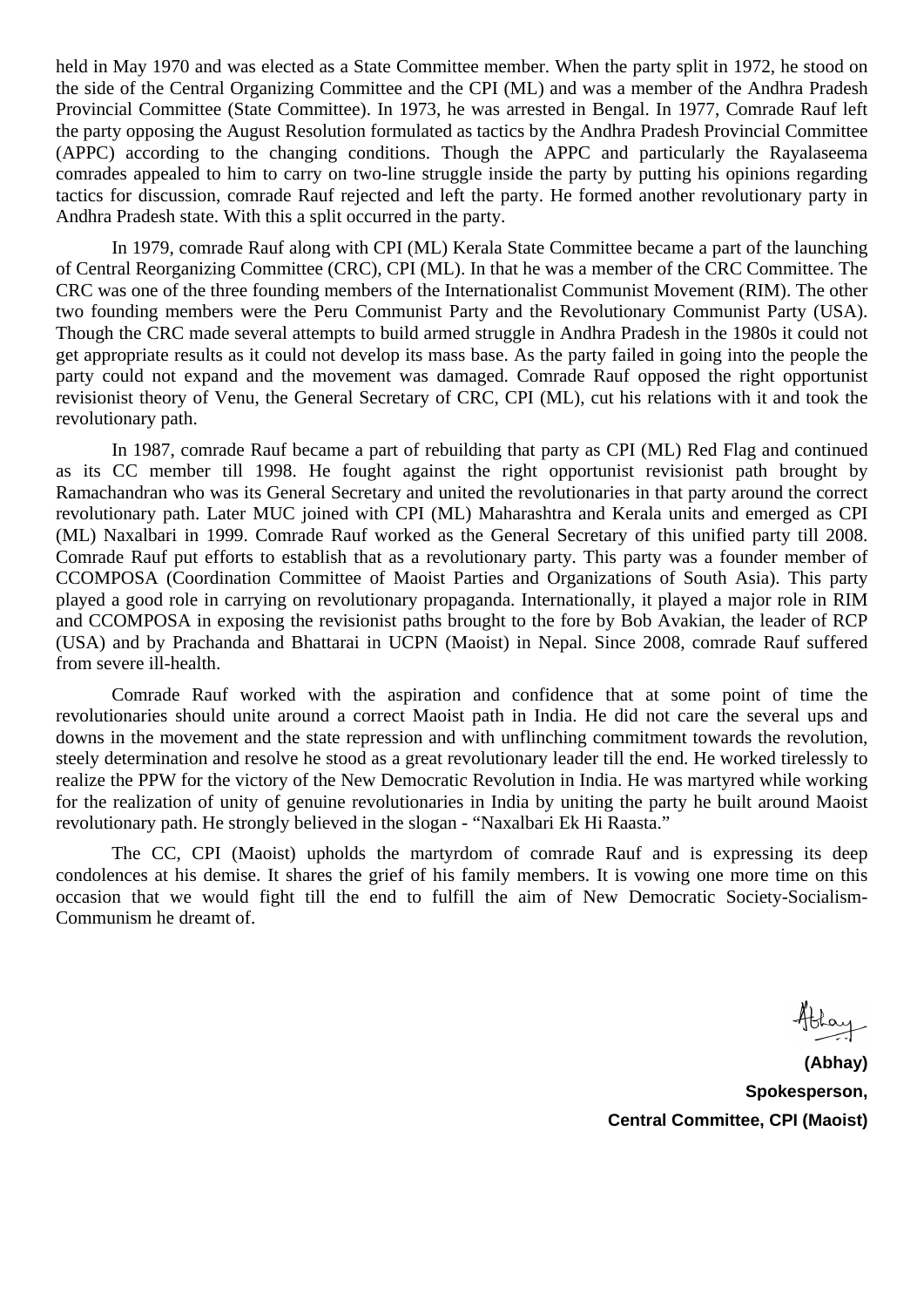held in May 1970 and was elected as a State Committee member. When the party split in 1972, he stood on the side of the Central Organizing Committee and the CPI (ML) and was a member of the Andhra Pradesh Provincial Committee (State Committee). In 1973, he was arrested in Bengal. In 1977, Comrade Rauf left the party opposing the August Resolution formulated as tactics by the Andhra Pradesh Provincial Committee (APPC) according to the changing conditions. Though the APPC and particularly the Rayalaseema comrades appealed to him to carry on two-line struggle inside the party by putting his opinions regarding tactics for discussion, comrade Rauf rejected and left the party. He formed another revolutionary party in Andhra Pradesh state. With this a split occurred in the party.

In 1979, comrade Rauf along with CPI (ML) Kerala State Committee became a part of the launching of Central Reorganizing Committee (CRC), CPI (ML). In that he was a member of the CRC Committee. The CRC was one of the three founding members of the Internationalist Communist Movement (RIM). The other two founding members were the Peru Communist Party and the Revolutionary Communist Party (USA). Though the CRC made several attempts to build armed struggle in Andhra Pradesh in the 1980s it could not get appropriate results as it could not develop its mass base. As the party failed in going into the people the party could not expand and the movement was damaged. Comrade Rauf opposed the right opportunist revisionist theory of Venu, the General Secretary of CRC, CPI (ML), cut his relations with it and took the revolutionary path.

In 1987, comrade Rauf became a part of rebuilding that party as CPI (ML) Red Flag and continued as its CC member till 1998. He fought against the right opportunist revisionist path brought by Ramachandran who was its General Secretary and united the revolutionaries in that party around the correct revolutionary path. Later MUC joined with CPI (ML) Maharashtra and Kerala units and emerged as CPI (ML) Naxalbari in 1999. Comrade Rauf worked as the General Secretary of this unified party till 2008. Comrade Rauf put efforts to establish that as a revolutionary party. This party was a founder member of CCOMPOSA (Coordination Committee of Maoist Parties and Organizations of South Asia). This party played a good role in carrying on revolutionary propaganda. Internationally, it played a major role in RIM and CCOMPOSA in exposing the revisionist paths brought to the fore by Bob Avakian, the leader of RCP (USA) and by Prachanda and Bhattarai in UCPN (Maoist) in Nepal. Since 2008, comrade Rauf suffered from severe ill-health.

Comrade Rauf worked with the aspiration and confidence that at some point of time the revolutionaries should unite around a correct Maoist path in India. He did not care the several ups and downs in the movement and the state repression and with unflinching commitment towards the revolution, steely determination and resolve he stood as a great revolutionary leader till the end. He worked tirelessly to realize the PPW for the victory of the New Democratic Revolution in India. He was martyred while working for the realization of unity of genuine revolutionaries in India by uniting the party he built around Maoist revolutionary path. He strongly believed in the slogan - “Naxalbari Ek Hi Raasta.”

The CC, CPI (Maoist) upholds the martyrdom of comrade Rauf and is expressing its deep condolences at his demise. It shares the grief of his family members. It is vowing one more time on this occasion that we would fight till the end to fulfill the aim of New Democratic Society-Socialism-Communism he dreamt of.

Abhay

**(Abhay)**
**Spokesperson,**
**Central Committee, CPI (Maoist)**